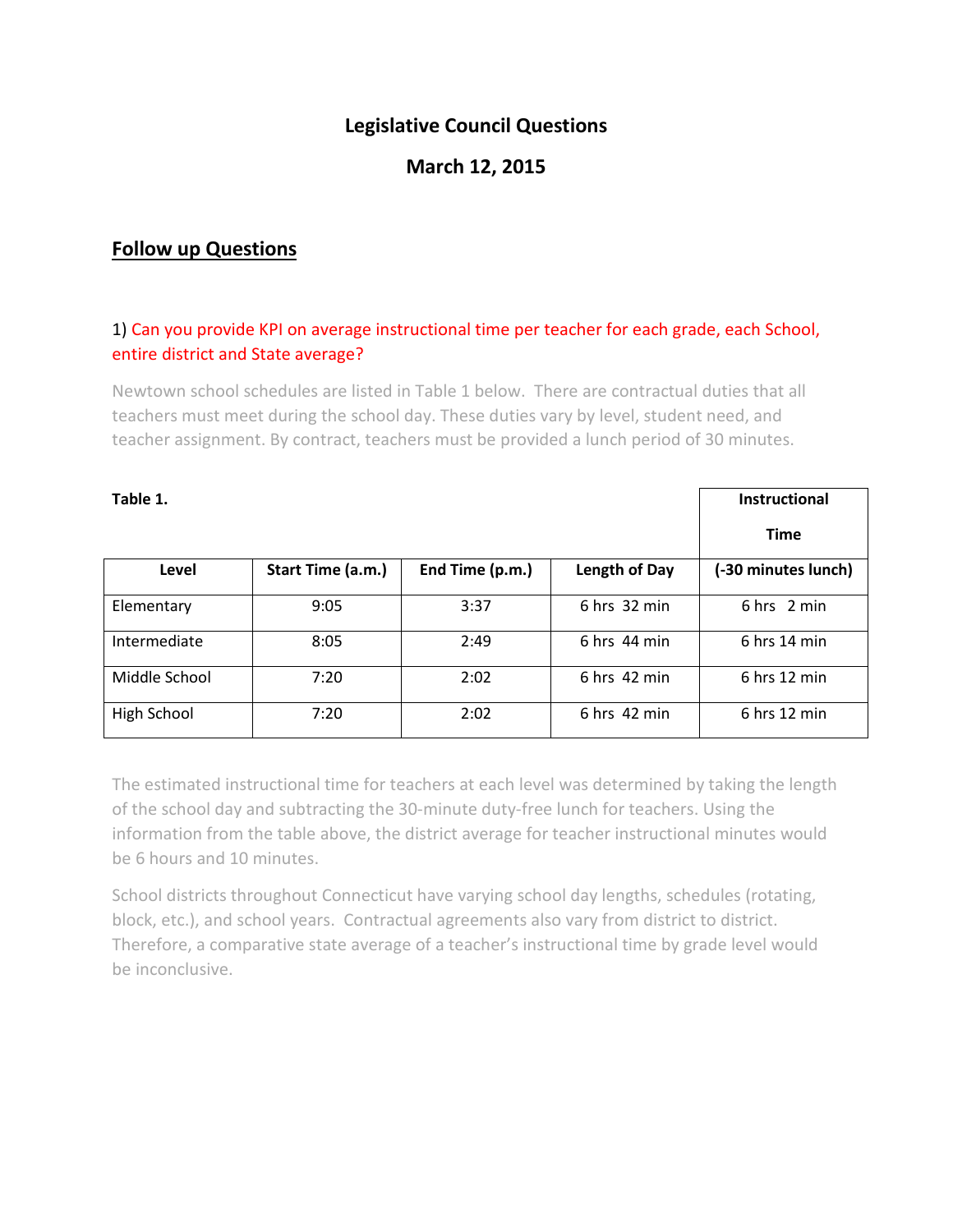# Legislative Council Questions

## March 12, 2015

### Follow up Questions

1) Can you provide KPI on average instructional time per teacher for each grade, each School, entire district and State average?

Newtown school schedules are listed in Table 1 below. There are contractual duties that all teachers must meet during the school day. These duties vary by level, student need, and teacher assignment. By contract, teachers must be provided a lunch period of 30 minutes.

**Table 1.**

| Level | Start Time (a.m.) | End Time (p.m.) | Length of Day | Instructional Time (-30 minutes lunch) |
|---|---|---|---|---|
| Elementary | 9:05 | 3:37 | 6 hrs 32 min | 6 hrs 2 min |
| Intermediate | 8:05 | 2:49 | 6 hrs 44 min | 6 hrs 14 min |
| Middle School | 7:20 | 2:02 | 6 hrs 42 min | 6 hrs 12 min |
| High School | 7:20 | 2:02 | 6 hrs 42 min | 6 hrs 12 min |

The estimated instructional time for teachers at each level was determined by taking the length of the school day and subtracting the 30-minute duty-free lunch for teachers. Using the information from the table above, the district average for teacher instructional minutes would be 6 hours and 10 minutes.

School districts throughout Connecticut have varying school day lengths, schedules (rotating, block, etc.), and school years. Contractual agreements also vary from district to district. Therefore, a comparative state average of a teacher's instructional time by grade level would be inconclusive.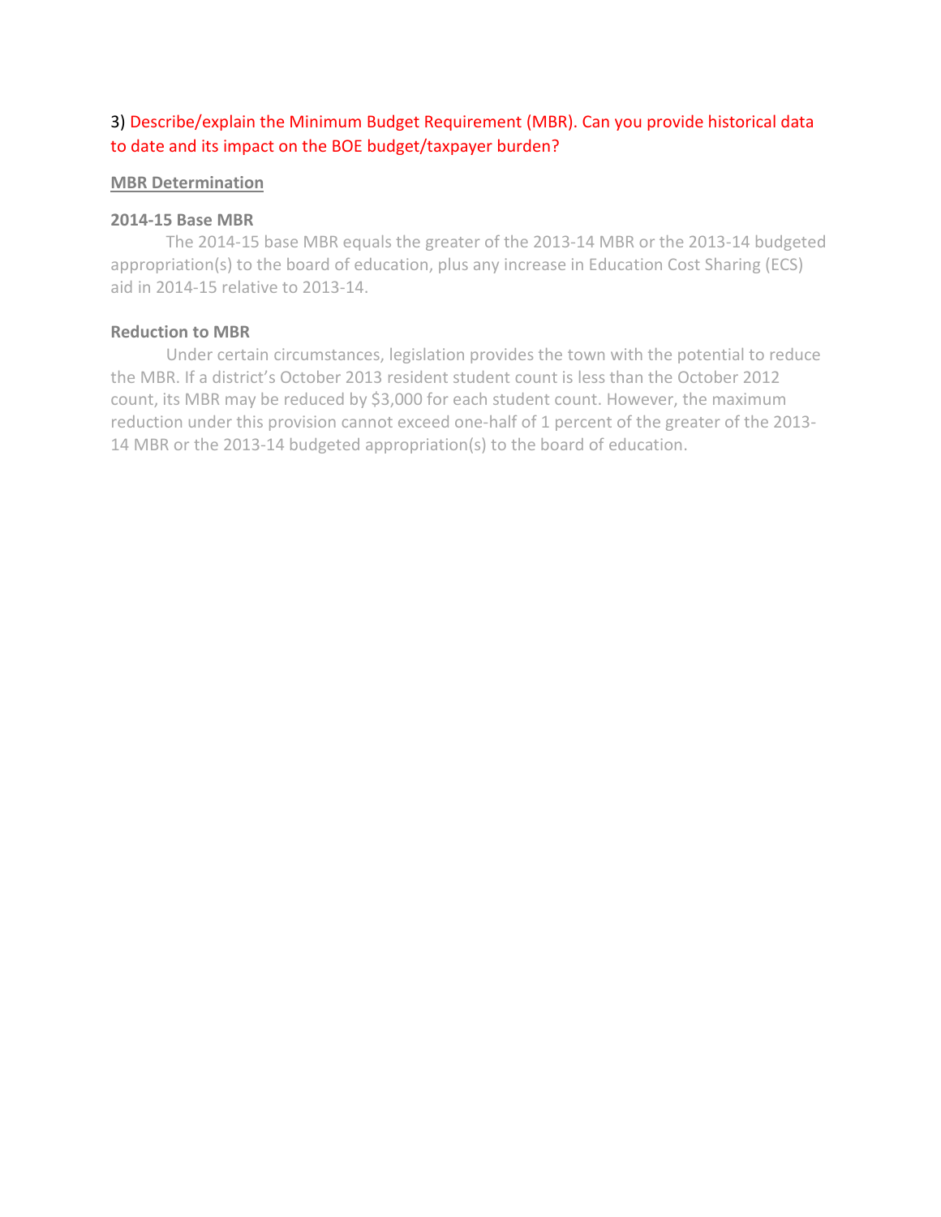3) Describe/explain the Minimum Budget Requirement (MBR). Can you provide historical data to date and its impact on the BOE budget/taxpayer burden?

**MBR Determination**

**2014-15 Base MBR**

The 2014-15 base MBR equals the greater of the 2013-14 MBR or the 2013-14 budgeted appropriation(s) to the board of education, plus any increase in Education Cost Sharing (ECS) aid in 2014-15 relative to 2013-14.

**Reduction to MBR**

Under certain circumstances, legislation provides the town with the potential to reduce the MBR. If a district's October 2013 resident student count is less than the October 2012 count, its MBR may be reduced by $3,000 for each student count. However, the maximum reduction under this provision cannot exceed one-half of 1 percent of the greater of the 2013-14 MBR or the 2013-14 budgeted appropriation(s) to the board of education.